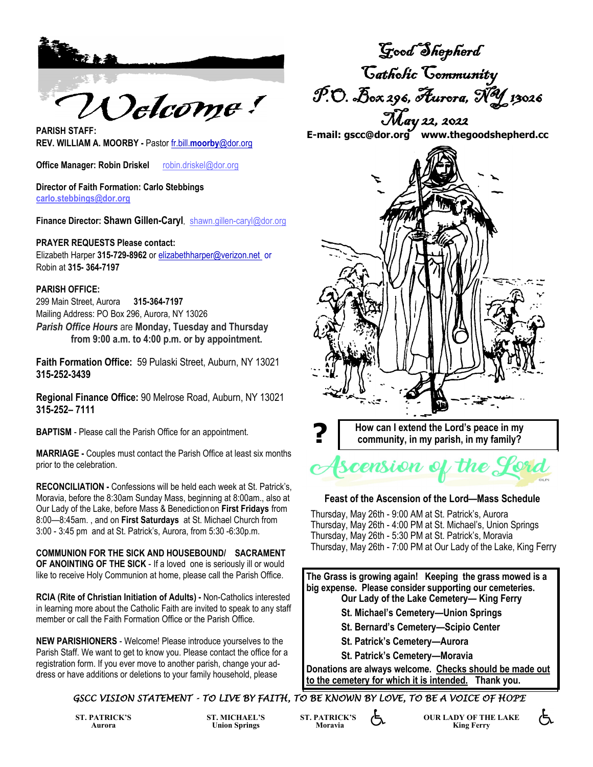# Welcome!

# Good Shepherd Catholic Community
## P.O. Box 296, Aurora, NY 13026
## May 22, 2022

**E-mail: gscc@dor.org www.thegoodshepherd.cc**

**PARISH STAFF:**
**REV. WILLIAM A. MOORBY -** Pastor fr.bill.moorby@dor.org

**Office Manager: Robin Driskel** robin.driskel@dor.org

**Director of Faith Formation: Carlo Stebbings**
**carlo.stebbings@dor.org**

**Finance Director: Shawn Gillen-Caryl**, shawn.gillen-caryl@dor.org

**PRAYER REQUESTS Please contact:**
Elizabeth Harper **315-729-8962** or elizabethharper@verizon.net or Robin at **315- 364-7197**

**PARISH OFFICE:**
299 Main Street, Aurora **315-364-7197**
Mailing Address: PO Box 296, Aurora, NY 13026
*Parish Office Hours* are **Monday, Tuesday and Thursday from 9:00 a.m. to 4:00 p.m. or by appointment.**

**Faith Formation Office:** 59 Pulaski Street, Auburn, NY 13021
**315-252-3439**

**Regional Finance Office:** 90 Melrose Road, Auburn, NY 13021
**315-252– 7111**

**BAPTISM** - Please call the Parish Office for an appointment.

**MARRIAGE -** Couples must contact the Parish Office at least six months prior to the celebration.

**RECONCILIATION -** Confessions will be held each week at St. Patrick's, Moravia, before the 8:30am Sunday Mass, beginning at 8:00am., also at Our Lady of the Lake, before Mass & Benediction on **First Fridays** from 8:00—8:45am. , and on **First Saturdays** at St. Michael Church from 3:00 - 3:45 pm and at St. Patrick's, Aurora, from 5:30 -6:30p.m.

**COMMUNION FOR THE SICK AND HOUSEBOUND/ SACRAMENT OF ANOINTING OF THE SICK** - If a loved one is seriously ill or would like to receive Holy Communion at home, please call the Parish Office.

**RCIA (Rite of Christian Initiation of Adults) -** Non-Catholics interested in learning more about the Catholic Faith are invited to speak to any staff member or call the Faith Formation Office or the Parish Office.

**NEW PARISHIONERS** - Welcome! Please introduce yourselves to the Parish Staff. We want to get to know you. Please contact the office for a registration form. If you ever move to another parish, change your address or have additions or deletions to your family household, please

**?** **How can I extend the Lord's peace in my community, in my parish, in my family?**

## Ascension of the Lord

**Feast of the Ascension of the Lord—Mass Schedule**

Thursday, May 26th - 9:00 AM at St. Patrick's, Aurora
Thursday, May 26th - 4:00 PM at St. Michael's, Union Springs
Thursday, May 26th - 5:30 PM at St. Patrick's, Moravia
Thursday, May 26th - 7:00 PM at Our Lady of the Lake, King Ferry

**The Grass is growing again! Keeping the grass mowed is a big expense. Please consider supporting our cemeteries.**

**Our Lady of the Lake Cemetery— King Ferry**
**St. Michael's Cemetery—Union Springs**
**St. Bernard's Cemetery—Scipio Center**
**St. Patrick's Cemetery—Aurora**
**St. Patrick's Cemetery—Moravia**

**Donations are always welcome. Checks should be made out to the cemetery for which it is intended. Thank you.**

*GSCC VISION STATEMENT - TO LIVE BY FAITH, TO BE KNOWN BY LOVE, TO BE A VOICE OF HOPE*

**ST. PATRICK'S** Aurora | **ST. MICHAEL'S** Union Springs | **ST. PATRICK'S** Moravia | **OUR LADY OF THE LAKE** King Ferry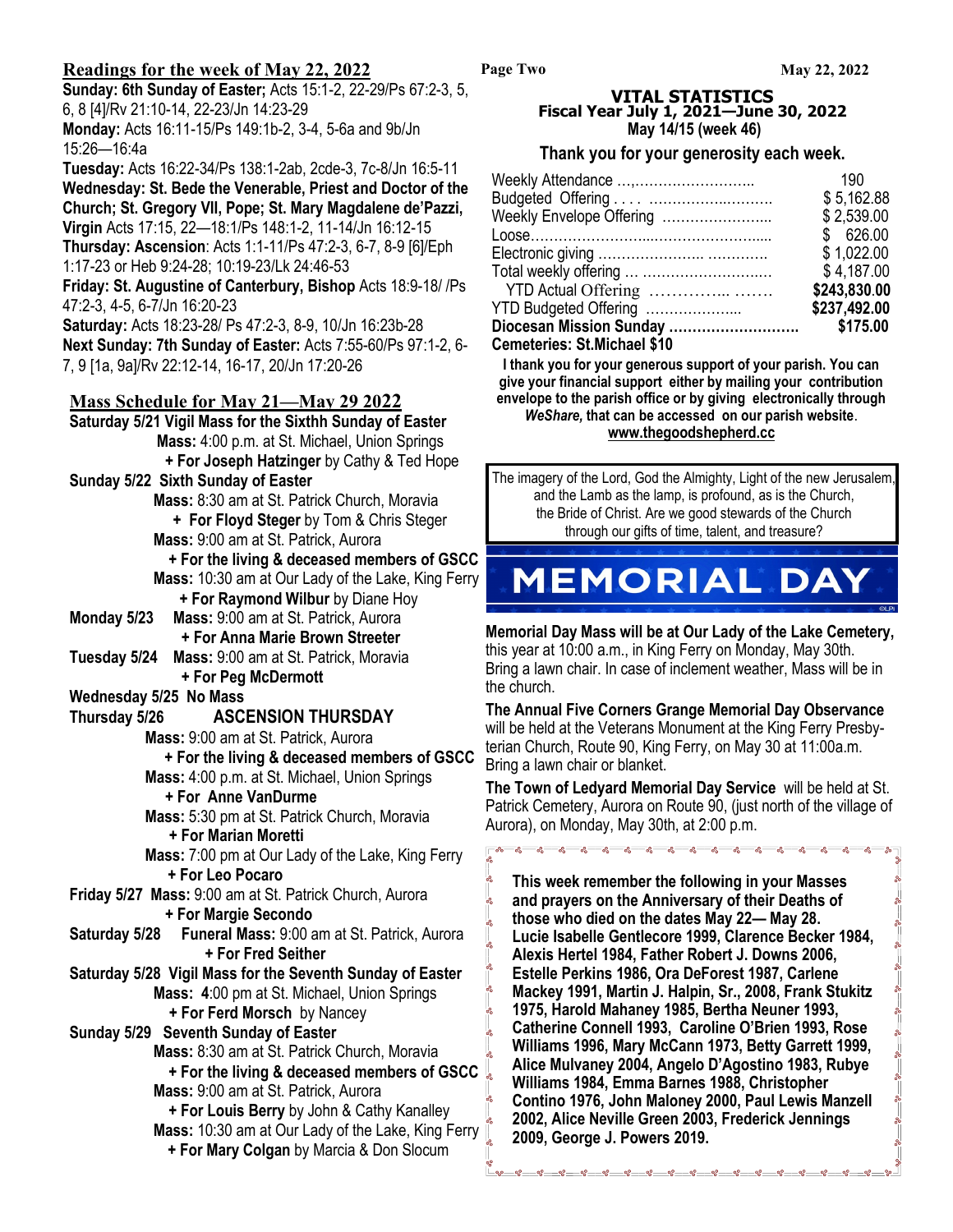## Readings for the week of May 22, 2022

**Sunday: 6th Sunday of Easter;** Acts 15:1-2, 22-29/Ps 67:2-3, 5, 6, 8 [4]/Rv 21:10-14, 22-23/Jn 14:23-29

**Monday:** Acts 16:11-15/Ps 149:1b-2, 3-4, 5-6a and 9b/Jn 15:26—16:4a

**Tuesday:** Acts 16:22-34/Ps 138:1-2ab, 2cde-3, 7c-8/Jn 16:5-11

**Wednesday: St. Bede the Venerable, Priest and Doctor of the Church; St. Gregory VII, Pope; St. Mary Magdalene de'Pazzi, Virgin** Acts 17:15, 22—18:1/Ps 148:1-2, 11-14/Jn 16:12-15

**Thursday: Ascension**: Acts 1:1-11/Ps 47:2-3, 6-7, 8-9 [6]/Eph 1:17-23 or Heb 9:24-28; 10:19-23/Lk 24:46-53

**Friday: St. Augustine of Canterbury, Bishop** Acts 18:9-18/ /Ps 47:2-3, 4-5, 6-7/Jn 16:20-23

**Saturday:** Acts 18:23-28/ Ps 47:2-3, 8-9, 10/Jn 16:23b-28

**Next Sunday: 7th Sunday of Easter:** Acts 7:55-60/Ps 97:1-2, 6-7, 9 [1a, 9a]/Rv 22:12-14, 16-17, 20/Jn 17:20-26

## Mass Schedule for May 21—May 29 2022

**Saturday 5/21 Vigil Mass for the Sixthh Sunday of Easter**
**Mass:** 4:00 p.m. at St. Michael, Union Springs
**+ For Joseph Hatzinger** by Cathy & Ted Hope

**Sunday 5/22 Sixth Sunday of Easter**
**Mass:** 8:30 am at St. Patrick Church, Moravia
**+ For Floyd Steger** by Tom & Chris Steger
**Mass:** 9:00 am at St. Patrick, Aurora
**+ For the living & deceased members of GSCC**
**Mass:** 10:30 am at Our Lady of the Lake, King Ferry
**+ For Raymond Wilbur** by Diane Hoy

**Monday 5/23** **Mass:** 9:00 am at St. Patrick, Aurora
**+ For Anna Marie Brown Streeter**

**Tuesday 5/24** **Mass:** 9:00 am at St. Patrick, Moravia
**+ For Peg McDermott**

**Wednesday 5/25 No Mass**

**Thursday 5/26 ASCENSION THURSDAY**
**Mass:** 9:00 am at St. Patrick, Aurora
**+ For the living & deceased members of GSCC**
**Mass:** 4:00 p.m. at St. Michael, Union Springs
**+ For Anne VanDurme**
**Mass:** 5:30 pm at St. Patrick Church, Moravia
**+ For Marian Moretti**
**Mass:** 7:00 pm at Our Lady of the Lake, King Ferry
**+ For Leo Pocaro**

**Friday 5/27** **Mass:** 9:00 am at St. Patrick Church, Aurora
**+ For Margie Secondo**

**Saturday 5/28** **Funeral Mass:** 9:00 am at St. Patrick, Aurora
**+ For Fred Seither**

**Saturday 5/28 Vigil Mass for the Seventh Sunday of Easter**
**Mass: 4**:00 pm at St. Michael, Union Springs
**+ For Ferd Morsch** by Nancey

**Sunday 5/29 Seventh Sunday of Easter**
**Mass:** 8:30 am at St. Patrick Church, Moravia
**+ For the living & deceased members of GSCC**
**Mass:** 9:00 am at St. Patrick, Aurora
**+ For Louis Berry** by John & Cathy Kanalley
**Mass:** 10:30 am at Our Lady of the Lake, King Ferry
**+ For Mary Colgan** by Marcia & Don Slocum

## VITAL STATISTICS

**Fiscal Year July 1, 2021—June 30, 2022**
**May 14/15 (week 46)**

**Thank you for your generosity each week.**

| | |
|---|---|
| Weekly Attendance | 190 |
| Budgeted Offering | $ 5,162.88 |
| Weekly Envelope Offering | $ 2,539.00 |
| Loose | $ 626.00 |
| Electronic giving | $ 1,022.00 |
| Total weekly offering | $ 4,187.00 |
| YTD Actual Offering | **$243,830.00** |
| YTD Budgeted Offering | **$237,492.00** |
| **Diocesan Mission Sunday** | **$175.00** |
| **Cemeteries: St.Michael $10** | |

**I thank you for your generous support of your parish. You can give your financial support either by mailing your contribution envelope to the parish office or by giving electronically through *WeShare,* that can be accessed on our parish website. www.thegoodshepherd.cc**

The imagery of the Lord, God the Almighty, Light of the new Jerusalem, and the Lamb as the lamp, is profound, as is the Church, the Bride of Christ. Are we good stewards of the Church through our gifts of time, talent, and treasure?

# MEMORIAL DAY

**Memorial Day Mass will be at Our Lady of the Lake Cemetery,** this year at 10:00 a.m., in King Ferry on Monday, May 30th. Bring a lawn chair. In case of inclement weather, Mass will be in the church.

**The Annual Five Corners Grange Memorial Day Observance** will be held at the Veterans Monument at the King Ferry Presbyterian Church, Route 90, King Ferry, on May 30 at 11:00a.m. Bring a lawn chair or blanket.

**The Town of Ledyard Memorial Day Service** will be held at St. Patrick Cemetery, Aurora on Route 90, (just north of the village of Aurora), on Monday, May 30th, at 2:00 p.m.

**This week remember the following in your Masses and prayers on the Anniversary of their Deaths of those who died on the dates May 22— May 28. Lucie Isabelle Gentlecore 1999, Clarence Becker 1984, Alexis Hertel 1984, Father Robert J. Downs 2006, Estelle Perkins 1986, Ora DeForest 1987, Carlene Mackey 1991, Martin J. Halpin, Sr., 2008, Frank Stukitz 1975, Harold Mahaney 1985, Bertha Neuner 1993, Catherine Connell 1993, Caroline O'Brien 1993, Rose Williams 1996, Mary McCann 1973, Betty Garrett 1999, Alice Mulvaney 2004, Angelo D'Agostino 1983, Rubye Williams 1984, Emma Barnes 1988, Christopher Contino 1976, John Maloney 2000, Paul Lewis Manzell 2002, Alice Neville Green 2003, Frederick Jennings 2009, George J. Powers 2019.**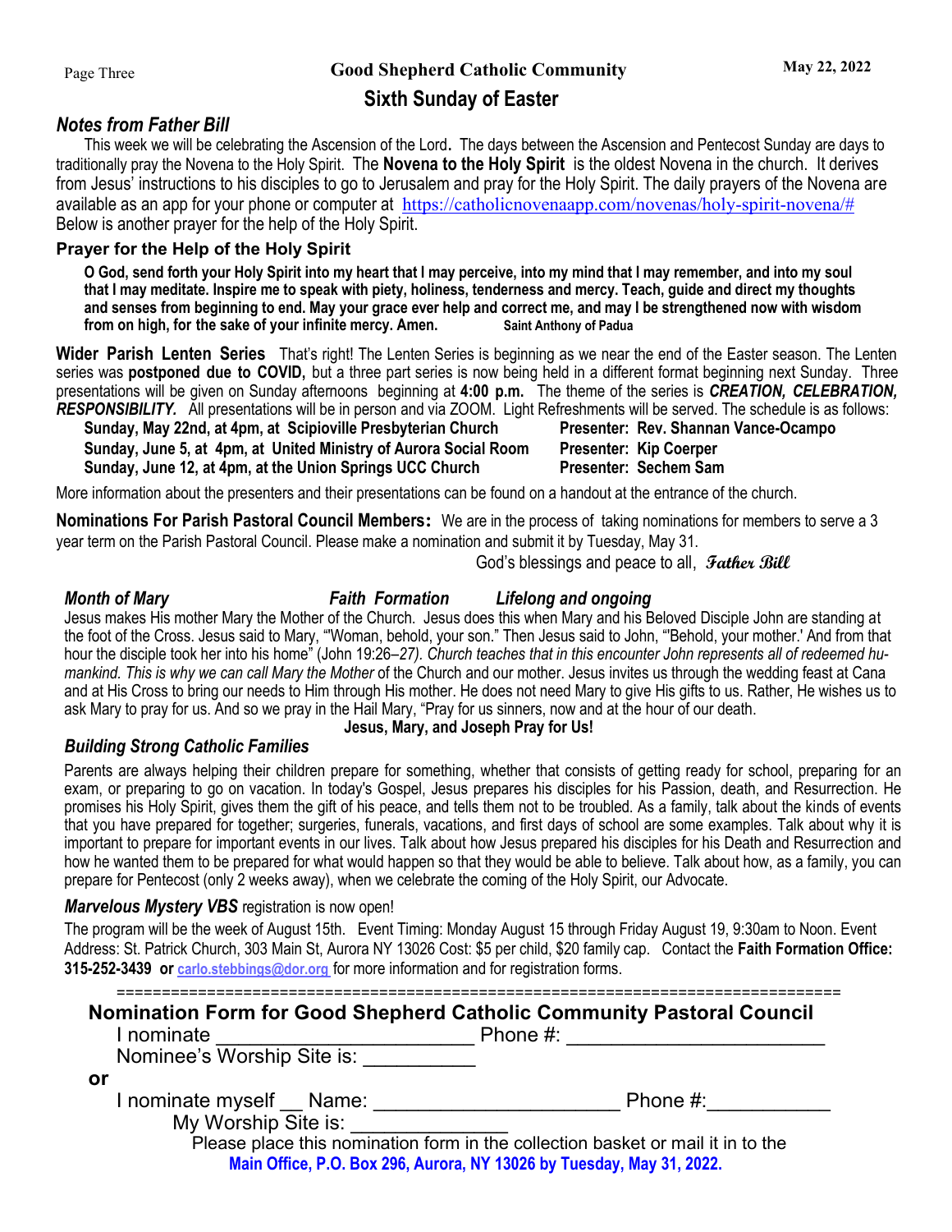## Sixth Sunday of Easter

### *Notes from Father Bill*

This week we will be celebrating the Ascension of the Lord**.** The days between the Ascension and Pentecost Sunday are days to traditionally pray the Novena to the Holy Spirit. The **Novena to the Holy Spirit** is the oldest Novena in the church. It derives from Jesus' instructions to his disciples to go to Jerusalem and pray for the Holy Spirit. The daily prayers of the Novena are available as an app for your phone or computer at https://catholicnovenaapp.com/novenas/holy-spirit-novena/# Below is another prayer for the help of the Holy Spirit.

#### Prayer for the Help of the Holy Spirit

**O God, send forth your Holy Spirit into my heart that I may perceive, into my mind that I may remember, and into my soul that I may meditate. Inspire me to speak with piety, holiness, tenderness and mercy. Teach, guide and direct my thoughts and senses from beginning to end. May your grace ever help and correct me, and may I be strengthened now with wisdom from on high, for the sake of your infinite mercy. Amen.** **Saint Anthony of Padua**

**Wider Parish Lenten Series** That's right! The Lenten Series is beginning as we near the end of the Easter season. The Lenten series was **postponed due to COVID,** but a three part series is now being held in a different format beginning next Sunday. Three presentations will be given on Sunday afternoons beginning at **4:00 p.m.** The theme of the series is ***CREATION, CELEBRATION, RESPONSIBILITY.*** All presentations will be in person and via ZOOM. Light Refreshments will be served. The schedule is as follows:

| | |
|---|---|
| **Sunday, May 22nd, at 4pm, at Scipioville Presbyterian Church** | **Presenter: Rev. Shannan Vance-Ocampo** |
| **Sunday, June 5, at 4pm, at United Ministry of Aurora Social Room** | **Presenter: Kip Coerper** |
| **Sunday, June 12, at 4pm, at the Union Springs UCC Church** | **Presenter: Sechem Sam** |

More information about the presenters and their presentations can be found on a handout at the entrance of the church.

**Nominations For Parish Pastoral Council Members:** We are in the process of taking nominations for members to serve a 3 year term on the Parish Pastoral Council. Please make a nomination and submit it by Tuesday, May 31.

God's blessings and peace to all, ***Father Bill***

### *Month of Mary* *Faith Formation* *Lifelong and ongoing*

Jesus makes His mother Mary the Mother of the Church. Jesus does this when Mary and his Beloved Disciple John are standing at the foot of the Cross. Jesus said to Mary, "'Woman, behold, your son." Then Jesus said to John, "'Behold, your mother.' And from that hour the disciple took her into his home" (John 19:26–*27). Church teaches that in this encounter John represents all of redeemed humankind. This is why we can call Mary the Mother* of the Church and our mother. Jesus invites us through the wedding feast at Cana and at His Cross to bring our needs to Him through His mother. He does not need Mary to give His gifts to us. Rather, He wishes us to ask Mary to pray for us. And so we pray in the Hail Mary, "Pray for us sinners, now and at the hour of our death.

**Jesus, Mary, and Joseph Pray for Us!**

### *Building Strong Catholic Families*

Parents are always helping their children prepare for something, whether that consists of getting ready for school, preparing for an exam, or preparing to go on vacation. In today's Gospel, Jesus prepares his disciples for his Passion, death, and Resurrection. He promises his Holy Spirit, gives them the gift of his peace, and tells them not to be troubled. As a family, talk about the kinds of events that you have prepared for together; surgeries, funerals, vacations, and first days of school are some examples. Talk about why it is important to prepare for important events in our lives. Talk about how Jesus prepared his disciples for his Death and Resurrection and how he wanted them to be prepared for what would happen so that they would be able to believe. Talk about how, as a family, you can prepare for Pentecost (only 2 weeks away), when we celebrate the coming of the Holy Spirit, our Advocate.

***Marvelous Mystery VBS*** registration is now open!

The program will be the week of August 15th. Event Timing: Monday August 15 through Friday August 19, 9:30am to Noon. Event Address: St. Patrick Church, 303 Main St, Aurora NY 13026 Cost: $5 per child, $20 family cap. Contact the **Faith Formation Office: 315-252-3439 or** carlo.stebbings@dor.org for more information and for registration forms.

===============================================================================

### Nomination Form for Good Shepherd Catholic Community Pastoral Council

I nominate ______________________ Phone #: ______________________

Nominee's Worship Site is: __________

**or**

I nominate myself __ Name: _____________________ Phone #:___________

My Worship Site is: _____________

Please place this nomination form in the collection basket or mail it in to the **Main Office, P.O. Box 296, Aurora, NY 13026 by Tuesday, May 31, 2022.**